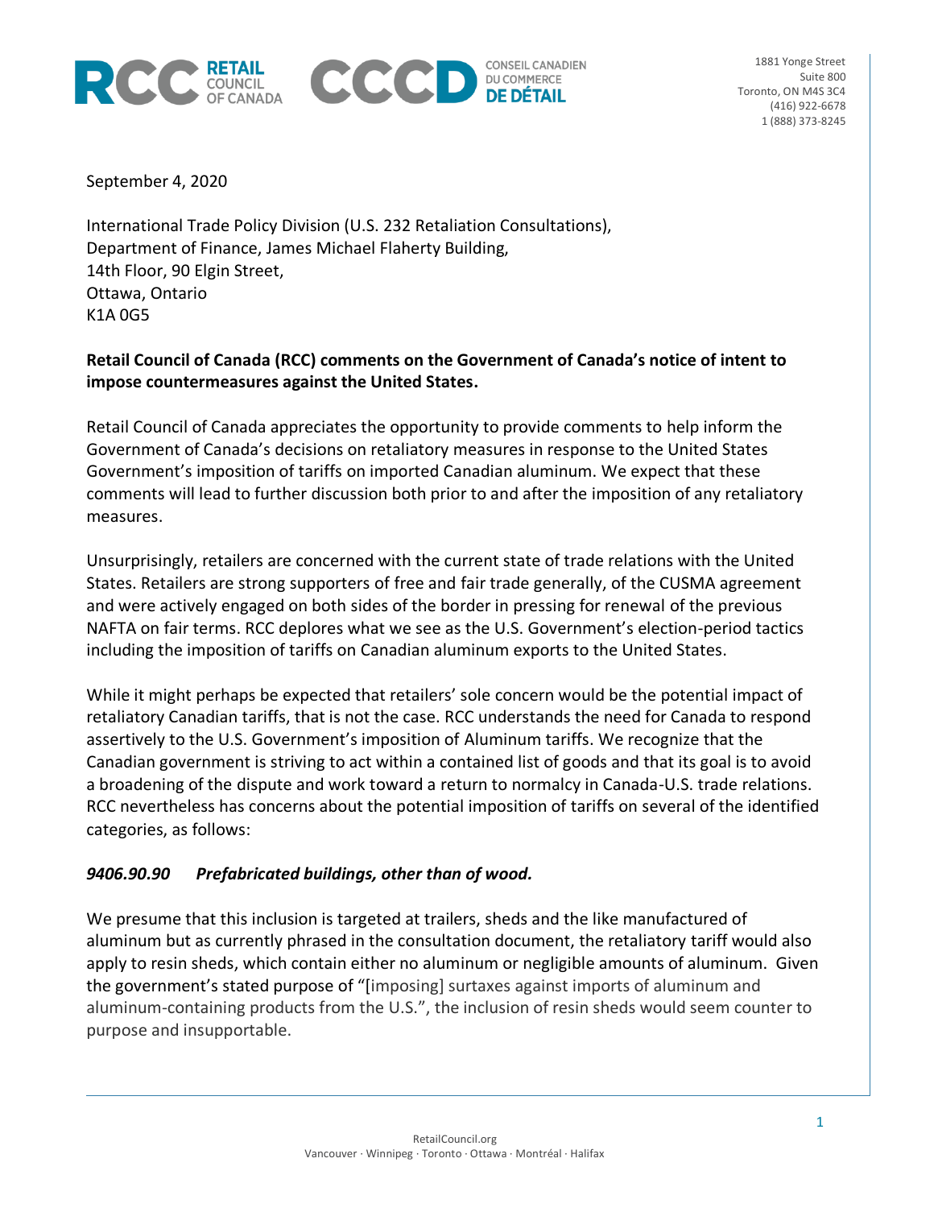September 4, 2020

International Trade Policy Division (U.S. 232 Retaliation Consultations),
Department of Finance, James Michael Flaherty Building,
14th Floor, 90 Elgin Street,
Ottawa, Ontario
K1A 0G5

**Retail Council of Canada (RCC) comments on the Government of Canada's notice of intent to impose countermeasures against the United States.**

Retail Council of Canada appreciates the opportunity to provide comments to help inform the Government of Canada's decisions on retaliatory measures in response to the United States Government's imposition of tariffs on imported Canadian aluminum. We expect that these comments will lead to further discussion both prior to and after the imposition of any retaliatory measures.

Unsurprisingly, retailers are concerned with the current state of trade relations with the United States. Retailers are strong supporters of free and fair trade generally, of the CUSMA agreement and were actively engaged on both sides of the border in pressing for renewal of the previous NAFTA on fair terms. RCC deplores what we see as the U.S. Government's election-period tactics including the imposition of tariffs on Canadian aluminum exports to the United States.

While it might perhaps be expected that retailers' sole concern would be the potential impact of retaliatory Canadian tariffs, that is not the case. RCC understands the need for Canada to respond assertively to the U.S. Government's imposition of Aluminum tariffs. We recognize that the Canadian government is striving to act within a contained list of goods and that its goal is to avoid a broadening of the dispute and work toward a return to normalcy in Canada-U.S. trade relations. RCC nevertheless has concerns about the potential imposition of tariffs on several of the identified categories, as follows:

***9406.90.90 Prefabricated buildings, other than of wood.***

We presume that this inclusion is targeted at trailers, sheds and the like manufactured of aluminum but as currently phrased in the consultation document, the retaliatory tariff would also apply to resin sheds, which contain either no aluminum or negligible amounts of aluminum. Given the government's stated purpose of "[imposing] surtaxes against imports of aluminum and aluminum-containing products from the U.S.", the inclusion of resin sheds would seem counter to purpose and insupportable.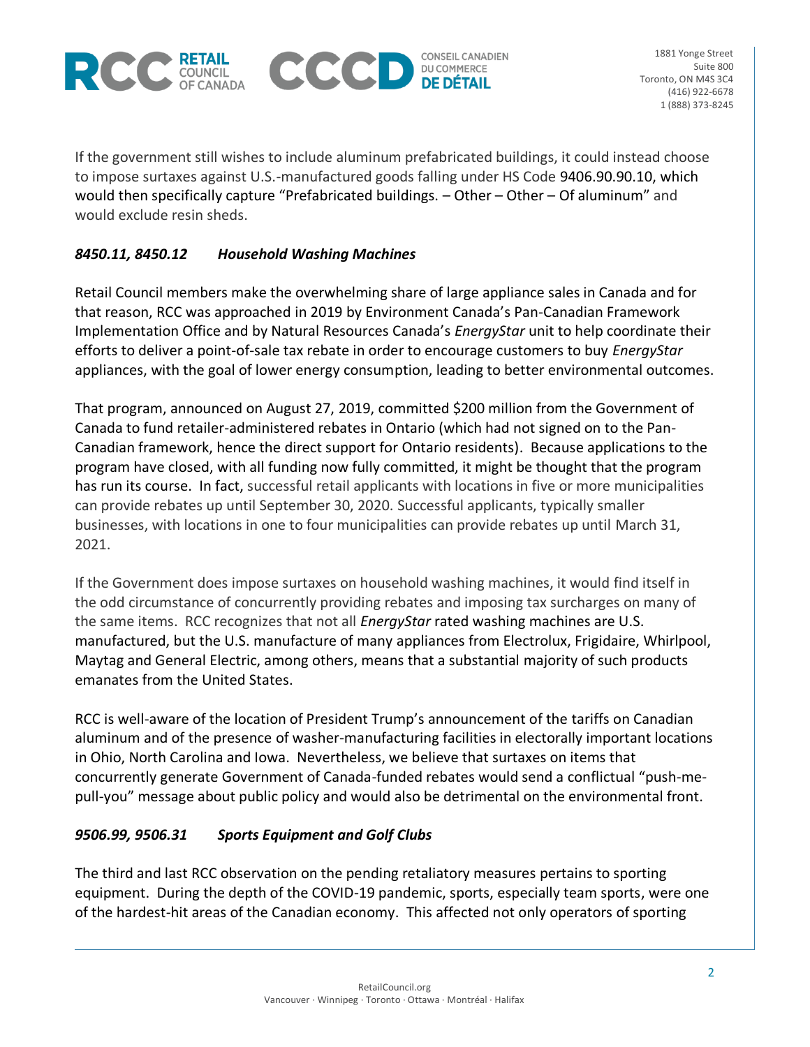If the government still wishes to include aluminum prefabricated buildings, it could instead choose to impose surtaxes against U.S.-manufactured goods falling under HS Code 9406.90.90.10, which would then specifically capture "Prefabricated buildings. – Other – Other – Of aluminum" and would exclude resin sheds.

### *8450.11, 8450.12 Household Washing Machines*

Retail Council members make the overwhelming share of large appliance sales in Canada and for that reason, RCC was approached in 2019 by Environment Canada's Pan-Canadian Framework Implementation Office and by Natural Resources Canada's *EnergyStar* unit to help coordinate their efforts to deliver a point-of-sale tax rebate in order to encourage customers to buy *EnergyStar* appliances, with the goal of lower energy consumption, leading to better environmental outcomes.

That program, announced on August 27, 2019, committed $200 million from the Government of Canada to fund retailer-administered rebates in Ontario (which had not signed on to the Pan-Canadian framework, hence the direct support for Ontario residents). Because applications to the program have closed, with all funding now fully committed, it might be thought that the program has run its course. In fact, successful retail applicants with locations in five or more municipalities can provide rebates up until September 30, 2020. Successful applicants, typically smaller businesses, with locations in one to four municipalities can provide rebates up until March 31, 2021.

If the Government does impose surtaxes on household washing machines, it would find itself in the odd circumstance of concurrently providing rebates and imposing tax surcharges on many of the same items. RCC recognizes that not all *EnergyStar* rated washing machines are U.S. manufactured, but the U.S. manufacture of many appliances from Electrolux, Frigidaire, Whirlpool, Maytag and General Electric, among others, means that a substantial majority of such products emanates from the United States.

RCC is well-aware of the location of President Trump's announcement of the tariffs on Canadian aluminum and of the presence of washer-manufacturing facilities in electorally important locations in Ohio, North Carolina and Iowa. Nevertheless, we believe that surtaxes on items that concurrently generate Government of Canada-funded rebates would send a conflictual "push-me-pull-you" message about public policy and would also be detrimental on the environmental front.

### *9506.99, 9506.31 Sports Equipment and Golf Clubs*

The third and last RCC observation on the pending retaliatory measures pertains to sporting equipment. During the depth of the COVID-19 pandemic, sports, especially team sports, were one of the hardest-hit areas of the Canadian economy. This affected not only operators of sporting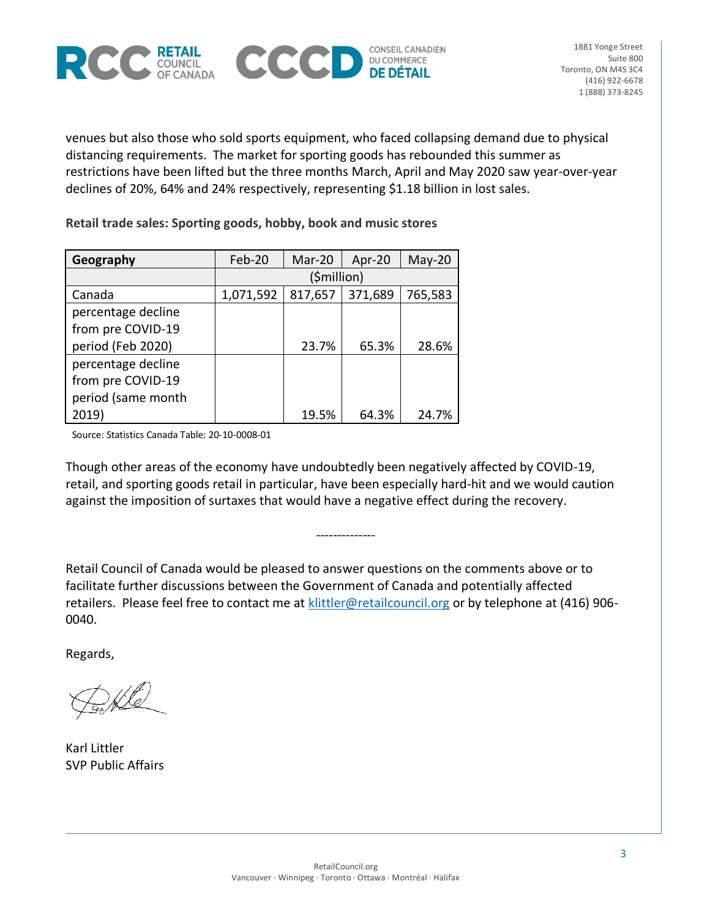venues but also those who sold sports equipment, who faced collapsing demand due to physical distancing requirements. The market for sporting goods has rebounded this summer as restrictions have been lifted but the three months March, April and May 2020 saw year-over-year declines of 20%, 64% and 24% respectively, representing $1.18 billion in lost sales.

**Retail trade sales: Sporting goods, hobby, book and music stores**

| Geography | Feb-20 | Mar-20 | Apr-20 | May-20 |
|---|---|---|---|---|
| | ($million) | | | |
| Canada | 1,071,592 | 817,657 | 371,689 | 765,583 |
| percentage decline from pre COVID-19 period (Feb 2020) | | 23.7% | 65.3% | 28.6% |
| percentage decline from pre COVID-19 period (same month 2019) | | 19.5% | 64.3% | 24.7% |

Source: Statistics Canada Table: 20-10-0008-01

Though other areas of the economy have undoubtedly been negatively affected by COVID-19, retail, and sporting goods retail in particular, have been especially hard-hit and we would caution against the imposition of surtaxes that would have a negative effect during the recovery.

--------------

Retail Council of Canada would be pleased to answer questions on the comments above or to facilitate further discussions between the Government of Canada and potentially affected retailers. Please feel free to contact me at klittler@retailcouncil.org or by telephone at (416) 906-0040.

Regards,

Karl Littler
SVP Public Affairs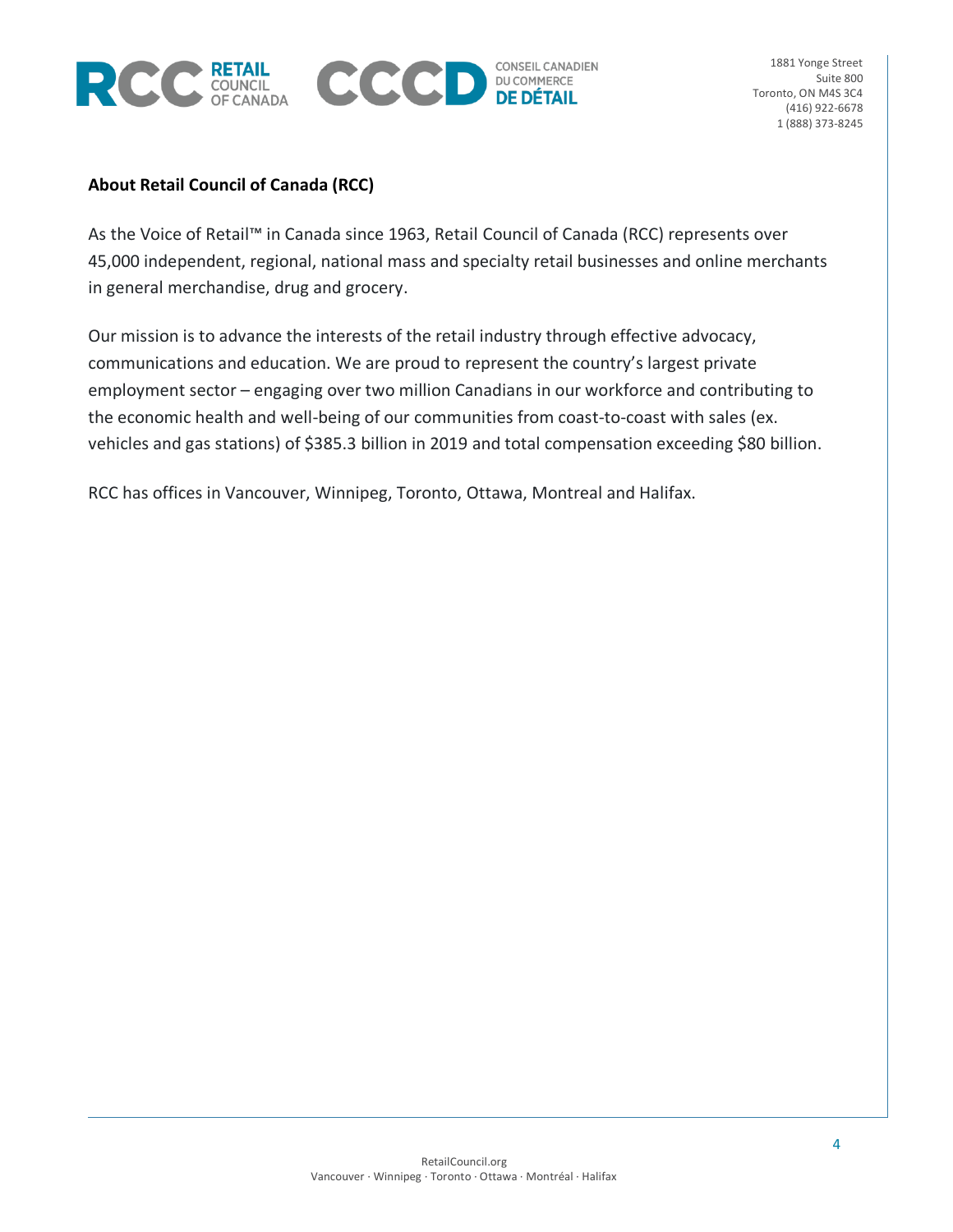**About Retail Council of Canada (RCC)**

As the Voice of Retail™ in Canada since 1963, Retail Council of Canada (RCC) represents over 45,000 independent, regional, national mass and specialty retail businesses and online merchants in general merchandise, drug and grocery.

Our mission is to advance the interests of the retail industry through effective advocacy, communications and education. We are proud to represent the country's largest private employment sector – engaging over two million Canadians in our workforce and contributing to the economic health and well-being of our communities from coast-to-coast with sales (ex. vehicles and gas stations) of $385.3 billion in 2019 and total compensation exceeding $80 billion.

RCC has offices in Vancouver, Winnipeg, Toronto, Ottawa, Montreal and Halifax.